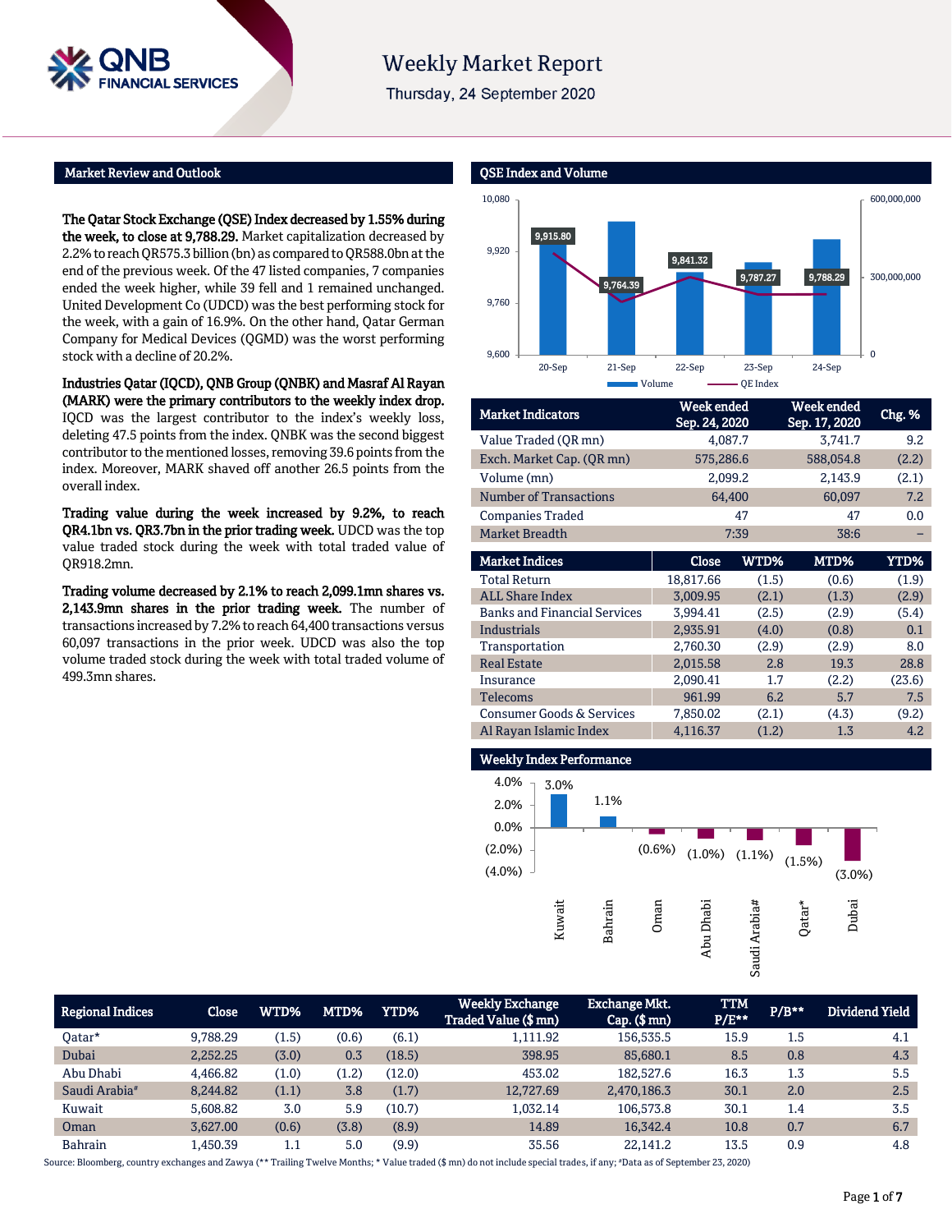# Weekly Market Report

Thursday, 24 September 2020

## Market Review and Outlook

**The Qatar Stock Exchange (QSE) Index decreased by 1.55% during the week, to close at 9,788.29.** Market capitalization decreased by 2.2% to reach QR575.3 billion (bn) as compared to QR588.0bn at the end of the previous week. Of the 47 listed companies, 7 companies ended the week higher, while 39 fell and 1 remained unchanged. United Development Co (UDCD) was the best performing stock for the week, with a gain of 16.9%. On the other hand, Qatar German Company for Medical Devices (QGMD) was the worst performing stock with a decline of 20.2%.

**Industries Qatar (IQCD), QNB Group (QNBK) and Masraf Al Rayan (MARK) were the primary contributors to the weekly index drop.** IQCD was the largest contributor to the index's weekly loss, deleting 47.5 points from the index. QNBK was the second biggest contributor to the mentioned losses, removing 39.6 points from the index. Moreover, MARK shaved off another 26.5 points from the overall index.

**Trading value during the week increased by 9.2%, to reach QR4.1bn vs. QR3.7bn in the prior trading week.** UDCD was the top value traded stock during the week with total traded value of QR918.2mn.

**Trading volume decreased by 2.1% to reach 2,099.1mn shares vs. 2,143.9mn shares in the prior trading week.** The number of transactions increased by 7.2% to reach 64,400 transactions versus 60,097 transactions in the prior week. UDCD was also the top volume traded stock during the week with total traded volume of 499.3mn shares.

## QSE Index and Volume

| Date | QE Index |
|---|---|
| 20-Sep | 9,915.80 |
| 21-Sep | 9,764.39 |
| 22-Sep | 9,841.32 |
| 23-Sep | 9,787.27 |
| 24-Sep | 9,788.29 |

| Market Indicators | Week ended Sep. 24, 2020 | Week ended Sep. 17, 2020 | Chg. % |
|---|---|---|---|
| Value Traded (QR mn) | 4,087.7 | 3,741.7 | 9.2 |
| Exch. Market Cap. (QR mn) | 575,286.6 | 588,054.8 | (2.2) |
| Volume (mn) | 2,099.2 | 2,143.9 | (2.1) |
| Number of Transactions | 64,400 | 60,097 | 7.2 |
| Companies Traded | 47 | 47 | 0.0 |
| Market Breadth | 7:39 | 38:6 | – |

| Market Indices | Close | WTD% | MTD% | YTD% |
|---|---|---|---|---|
| Total Return | 18,817.66 | (1.5) | (0.6) | (1.9) |
| ALL Share Index | 3,009.95 | (2.1) | (1.3) | (2.9) |
| Banks and Financial Services | 3,994.41 | (2.5) | (2.9) | (5.4) |
| Industrials | 2,935.91 | (4.0) | (0.8) | 0.1 |
| Transportation | 2,760.30 | (2.9) | (2.9) | 8.0 |
| Real Estate | 2,015.58 | 2.8 | 19.3 | 28.8 |
| Insurance | 2,090.41 | 1.7 | (2.2) | (23.6) |
| Telecoms | 961.99 | 6.2 | 5.7 | 7.5 |
| Consumer Goods & Services | 7,850.02 | (2.1) | (4.3) | (9.2) |
| Al Rayan Islamic Index | 4,116.37 | (1.2) | 1.3 | 4.2 |

## Weekly Index Performance

| Market | WTD% |
|---|---|
| Kuwait | 3.0% |
| Bahrain | 1.1% |
| Oman | (0.6%) |
| Abu Dhabi | (1.0%) |
| Saudi Arabia# | (1.1%) |
| Qatar* | (1.5%) |
| Dubai | (3.0%) |

| Regional Indices | Close | WTD% | MTD% | YTD% | Weekly Exchange Traded Value ($ mn) | Exchange Mkt. Cap. ($ mn) | TTM P/E** | P/B** | Dividend Yield |
|---|---|---|---|---|---|---|---|---|---|
| Qatar* | 9,788.29 | (1.5) | (0.6) | (6.1) | 1,111.92 | 156,535.5 | 15.9 | 1.5 | 4.1 |
| Dubai | 2,252.25 | (3.0) | 0.3 | (18.5) | 398.95 | 85,680.1 | 8.5 | 0.8 | 4.3 |
| Abu Dhabi | 4,466.82 | (1.0) | (1.2) | (12.0) | 453.02 | 182,527.6 | 16.3 | 1.3 | 5.5 |
| Saudi Arabia# | 8,244.82 | (1.1) | 3.8 | (1.7) | 12,727.69 | 2,470,186.3 | 30.1 | 2.0 | 2.5 |
| Kuwait | 5,608.82 | 3.0 | 5.9 | (10.7) | 1,032.14 | 106,573.8 | 30.1 | 1.4 | 3.5 |
| Oman | 3,627.00 | (0.6) | (3.8) | (8.9) | 14.89 | 16,342.4 | 10.8 | 0.7 | 6.7 |
| Bahrain | 1,450.39 | 1.1 | 5.0 | (9.9) | 35.56 | 22,141.2 | 13.5 | 0.9 | 4.8 |

Source: Bloomberg, country exchanges and Zawya (** Trailing Twelve Months; * Value traded ($ mn) do not include special trades, if any; #Data as of September 23, 2020)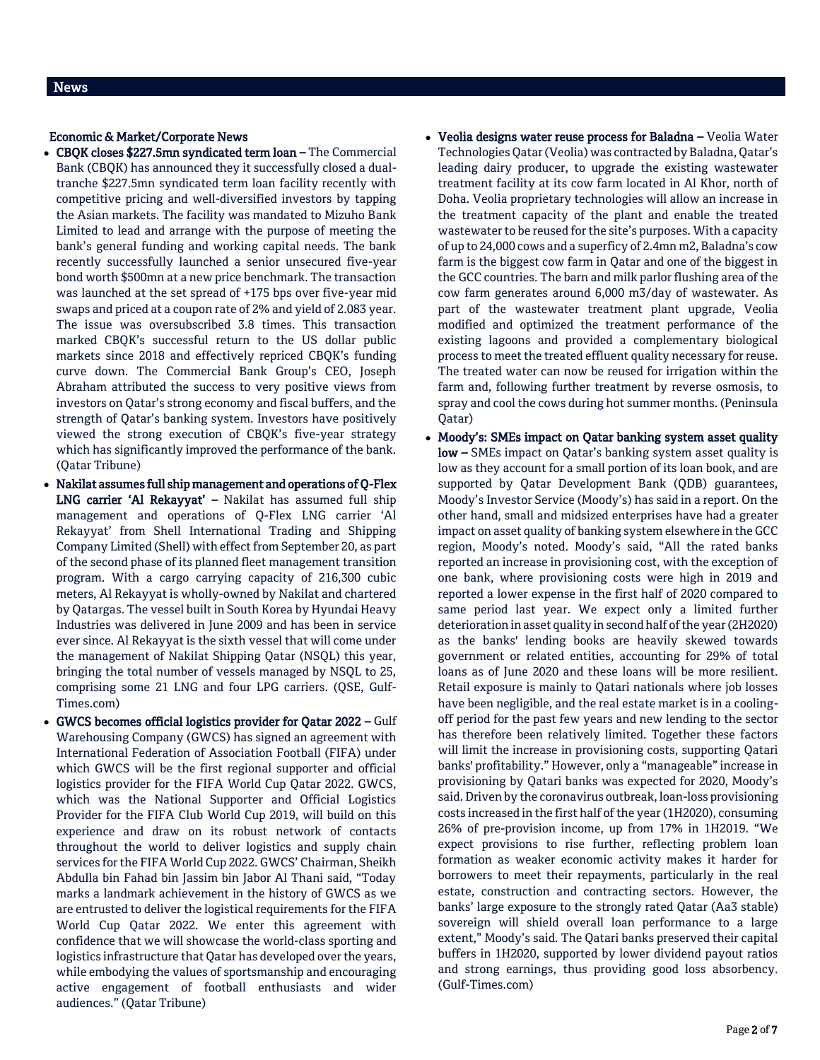## News

### Economic & Market/Corporate News

- **CBQK closes $227.5mn syndicated term loan –** The Commercial Bank (CBQK) has announced they it successfully closed a dual-tranche $227.5mn syndicated term loan facility recently with competitive pricing and well-diversified investors by tapping the Asian markets. The facility was mandated to Mizuho Bank Limited to lead and arrange with the purpose of meeting the bank's general funding and working capital needs. The bank recently successfully launched a senior unsecured five-year bond worth $500mn at a new price benchmark. The transaction was launched at the set spread of +175 bps over five-year mid swaps and priced at a coupon rate of 2% and yield of 2.083 year. The issue was oversubscribed 3.8 times. This transaction marked CBQK's successful return to the US dollar public markets since 2018 and effectively repriced CBQK's funding curve down. The Commercial Bank Group's CEO, Joseph Abraham attributed the success to very positive views from investors on Qatar's strong economy and fiscal buffers, and the strength of Qatar's banking system. Investors have positively viewed the strong execution of CBQK's five-year strategy which has significantly improved the performance of the bank. (Qatar Tribune)
- **Nakilat assumes full ship management and operations of Q-Flex LNG carrier 'Al Rekayyat' –** Nakilat has assumed full ship management and operations of Q-Flex LNG carrier 'Al Rekayyat' from Shell International Trading and Shipping Company Limited (Shell) with effect from September 20, as part of the second phase of its planned fleet management transition program. With a cargo carrying capacity of 216,300 cubic meters, Al Rekayyat is wholly-owned by Nakilat and chartered by Qatargas. The vessel built in South Korea by Hyundai Heavy Industries was delivered in June 2009 and has been in service ever since. Al Rekayyat is the sixth vessel that will come under the management of Nakilat Shipping Qatar (NSQL) this year, bringing the total number of vessels managed by NSQL to 25, comprising some 21 LNG and four LPG carriers. (QSE, Gulf-Times.com)
- **GWCS becomes official logistics provider for Qatar 2022 –** Gulf Warehousing Company (GWCS) has signed an agreement with International Federation of Association Football (FIFA) under which GWCS will be the first regional supporter and official logistics provider for the FIFA World Cup Qatar 2022. GWCS, which was the National Supporter and Official Logistics Provider for the FIFA Club World Cup 2019, will build on this experience and draw on its robust network of contacts throughout the world to deliver logistics and supply chain services for the FIFA World Cup 2022. GWCS' Chairman, Sheikh Abdulla bin Fahad bin Jassim bin Jabor Al Thani said, "Today marks a landmark achievement in the history of GWCS as we are entrusted to deliver the logistical requirements for the FIFA World Cup Qatar 2022. We enter this agreement with confidence that we will showcase the world-class sporting and logistics infrastructure that Qatar has developed over the years, while embodying the values of sportsmanship and encouraging active engagement of football enthusiasts and wider audiences." (Qatar Tribune)
- **Veolia designs water reuse process for Baladna –** Veolia Water Technologies Qatar (Veolia) was contracted by Baladna, Qatar's leading dairy producer, to upgrade the existing wastewater treatment facility at its cow farm located in Al Khor, north of Doha. Veolia proprietary technologies will allow an increase in the treatment capacity of the plant and enable the treated wastewater to be reused for the site's purposes. With a capacity of up to 24,000 cows and a superficy of 2.4mn m2, Baladna's cow farm is the biggest cow farm in Qatar and one of the biggest in the GCC countries. The barn and milk parlor flushing area of the cow farm generates around 6,000 m3/day of wastewater. As part of the wastewater treatment plant upgrade, Veolia modified and optimized the treatment performance of the existing lagoons and provided a complementary biological process to meet the treated effluent quality necessary for reuse. The treated water can now be reused for irrigation within the farm and, following further treatment by reverse osmosis, to spray and cool the cows during hot summer months. (Peninsula Qatar)
- **Moody's: SMEs impact on Qatar banking system asset quality low –** SMEs impact on Qatar's banking system asset quality is low as they account for a small portion of its loan book, and are supported by Qatar Development Bank (QDB) guarantees, Moody's Investor Service (Moody's) has said in a report. On the other hand, small and midsized enterprises have had a greater impact on asset quality of banking system elsewhere in the GCC region, Moody's noted. Moody's said, "All the rated banks reported an increase in provisioning cost, with the exception of one bank, where provisioning costs were high in 2019 and reported a lower expense in the first half of 2020 compared to same period last year. We expect only a limited further deterioration in asset quality in second half of the year (2H2020) as the banks' lending books are heavily skewed towards government or related entities, accounting for 29% of total loans as of June 2020 and these loans will be more resilient. Retail exposure is mainly to Qatari nationals where job losses have been negligible, and the real estate market is in a cooling-off period for the past few years and new lending to the sector has therefore been relatively limited. Together these factors will limit the increase in provisioning costs, supporting Qatari banks' profitability." However, only a "manageable" increase in provisioning by Qatari banks was expected for 2020, Moody's said. Driven by the coronavirus outbreak, loan-loss provisioning costs increased in the first half of the year (1H2020), consuming 26% of pre-provision income, up from 17% in 1H2019. "We expect provisions to rise further, reflecting problem loan formation as weaker economic activity makes it harder for borrowers to meet their repayments, particularly in the real estate, construction and contracting sectors. However, the banks' large exposure to the strongly rated Qatar (Aa3 stable) sovereign will shield overall loan performance to a large extent," Moody's said. The Qatari banks preserved their capital buffers in 1H2020, supported by lower dividend payout ratios and strong earnings, thus providing good loss absorbency. (Gulf-Times.com)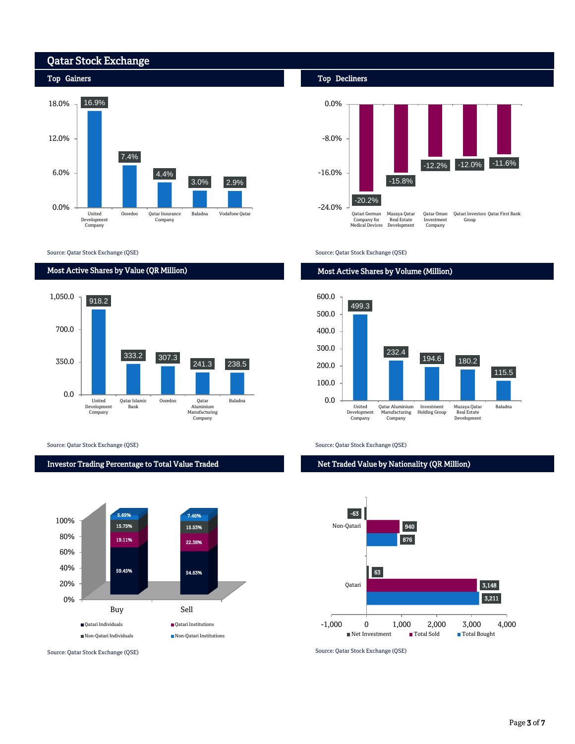# Qatar Stock Exchange

## Top Gainers

| Company | Change |
|---|---|
| United Development Company | 16.9% |
| Ooredoo | 7.4% |
| Qatar Insurance Company | 4.4% |
| Baladna | 3.0% |
| Vodafone Qatar | 2.9% |

Source: Qatar Stock Exchange (QSE)

## Top Decliners

| Company | Change |
|---|---|
| Qatari German Company for Medical Devices | -20.2% |
| Mazaya Qatar Real Estate Development | -15.8% |
| Qatar Oman Investment Company | -12.2% |
| Qatari Investors Group | -12.0% |
| Qatar First Bank | -11.6% |

Source: Qatar Stock Exchange (QSE)

## Most Active Shares by Value (QR Million)

| Company | Value |
|---|---|
| United Development Company | 918.2 |
| Qatar Islamic Bank | 333.2 |
| Ooredoo | 307.3 |
| Qatar Aluminium Manufacturing Company | 241.3 |
| Baladna | 238.5 |

Source: Qatar Stock Exchange (QSE)

## Most Active Shares by Volume (Million)

| Company | Volume |
|---|---|
| United Development Company | 499.3 |
| Qatar Aluminium Manufacturing Company | 232.4 |
| Investment Holding Group | 194.6 |
| Mazaya Qatar Real Estate Development | 180.2 |
| Baladna | 115.5 |

Source: Qatar Stock Exchange (QSE)

## Investor Trading Percentage to Total Value Traded

| | Buy | Sell |
|---|---|---|
| Qatari Individuals | 59.45% | 54.63% |
| Qatari Institutions | 19.11% | 22.38% |
| Non-Qatari Individuals | 15.75% | 15.53% |
| Non-Qatari Institutions | 5.69% | 7.46% |

Source: Qatar Stock Exchange (QSE)

## Net Traded Value by Nationality (QR Million)

| | Net Investment | Total Sold | Total Bought |
|---|---|---|---|
| Non-Qatari | -63 | 940 | 876 |
| Qatari | 63 | 3,148 | 3,211 |

Source: Qatar Stock Exchange (QSE)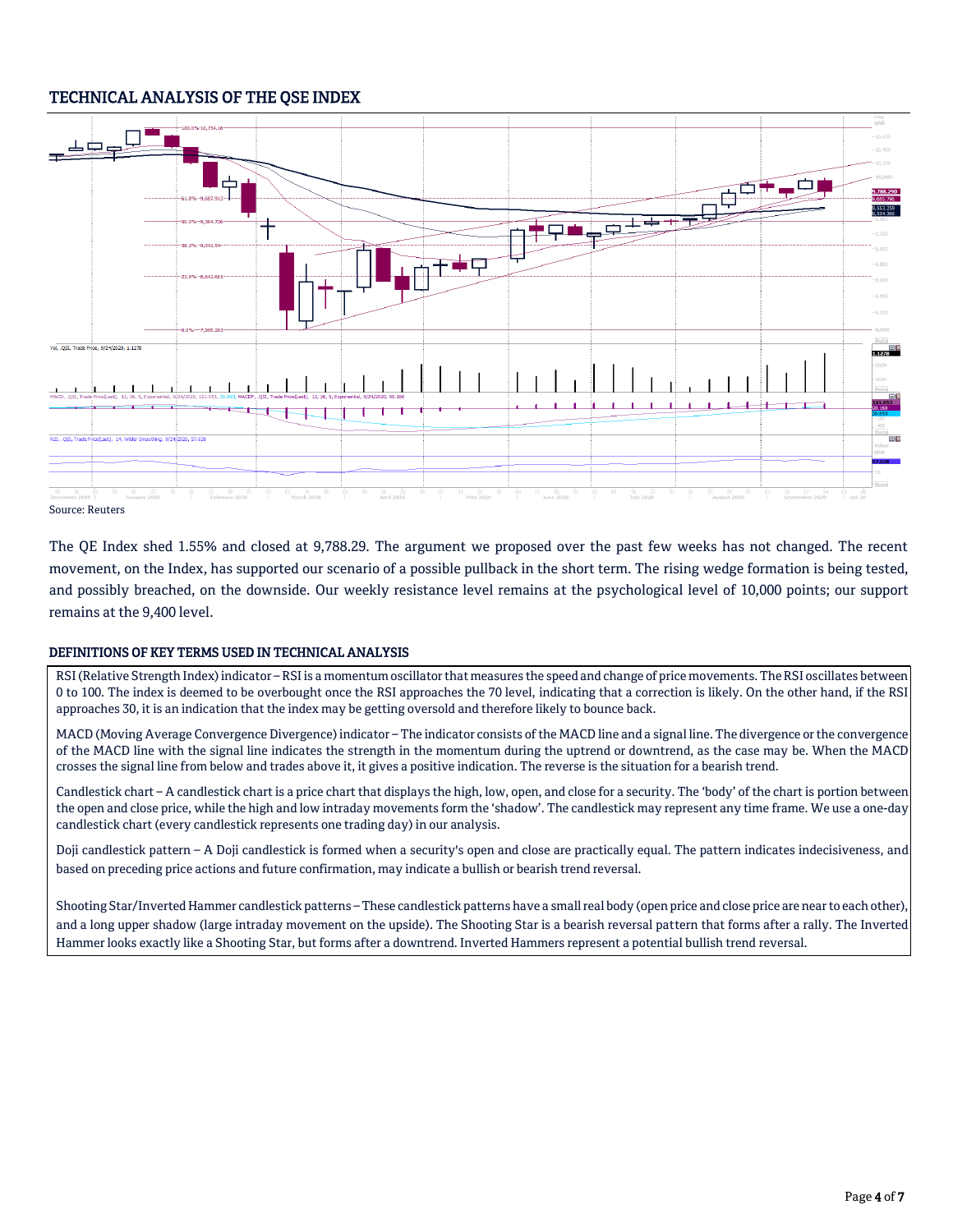## TECHNICAL ANALYSIS OF THE QSE INDEX

Source: Reuters

The QE Index shed 1.55% and closed at 9,788.29. The argument we proposed over the past few weeks has not changed. The recent movement, on the Index, has supported our scenario of a possible pullback in the short term. The rising wedge formation is being tested, and possibly breached, on the downside. Our weekly resistance level remains at the psychological level of 10,000 points; our support remains at the 9,400 level.

### DEFINITIONS OF KEY TERMS USED IN TECHNICAL ANALYSIS

RSI (Relative Strength Index) indicator – RSI is a momentum oscillator that measures the speed and change of price movements. The RSI oscillates between 0 to 100. The index is deemed to be overbought once the RSI approaches the 70 level, indicating that a correction is likely. On the other hand, if the RSI approaches 30, it is an indication that the index may be getting oversold and therefore likely to bounce back.

MACD (Moving Average Convergence Divergence) indicator – The indicator consists of the MACD line and a signal line. The divergence or the convergence of the MACD line with the signal line indicates the strength in the momentum during the uptrend or downtrend, as the case may be. When the MACD crosses the signal line from below and trades above it, it gives a positive indication. The reverse is the situation for a bearish trend.

Candlestick chart – A candlestick chart is a price chart that displays the high, low, open, and close for a security. The 'body' of the chart is portion between the open and close price, while the high and low intraday movements form the 'shadow'. The candlestick may represent any time frame. We use a one-day candlestick chart (every candlestick represents one trading day) in our analysis.

Doji candlestick pattern – A Doji candlestick is formed when a security's open and close are practically equal. The pattern indicates indecisiveness, and based on preceding price actions and future confirmation, may indicate a bullish or bearish trend reversal.

Shooting Star/Inverted Hammer candlestick patterns – These candlestick patterns have a small real body (open price and close price are near to each other), and a long upper shadow (large intraday movement on the upside). The Shooting Star is a bearish reversal pattern that forms after a rally. The Inverted Hammer looks exactly like a Shooting Star, but forms after a downtrend. Inverted Hammers represent a potential bullish trend reversal.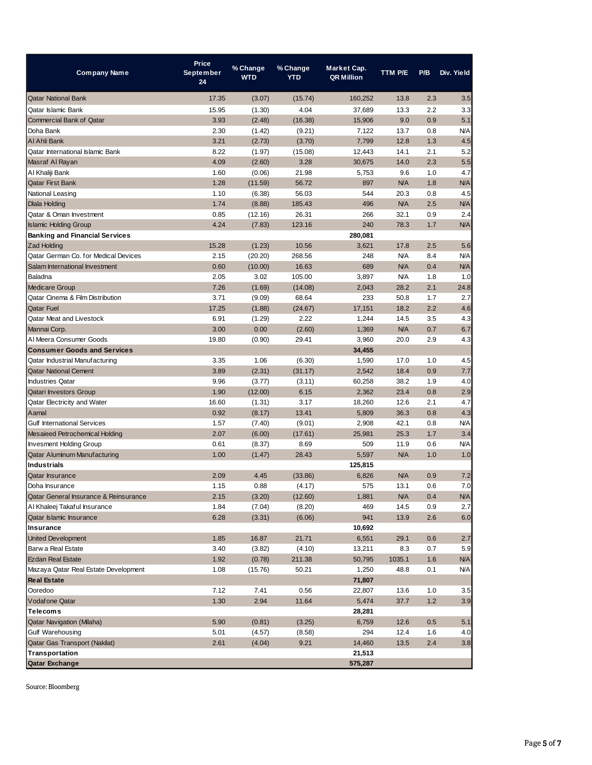| Company Name | Price September 24 | % Change WTD | % Change YTD | Market Cap. QR Million | TTM P/E | P/B | Div. Yield |
|---|---|---|---|---|---|---|---|
| Qatar National Bank | 17.35 | (3.07) | (15.74) | 160,252 | 13.8 | 2.3 | 3.5 |
| Qatar Islamic Bank | 15.95 | (1.30) | 4.04 | 37,689 | 13.3 | 2.2 | 3.3 |
| Commercial Bank of Qatar | 3.93 | (2.48) | (16.38) | 15,906 | 9.0 | 0.9 | 5.1 |
| Doha Bank | 2.30 | (1.42) | (9.21) | 7,122 | 13.7 | 0.8 | N/A |
| Al Ahli Bank | 3.21 | (2.73) | (3.70) | 7,799 | 12.8 | 1.3 | 4.5 |
| Qatar International Islamic Bank | 8.22 | (1.97) | (15.08) | 12,443 | 14.1 | 2.1 | 5.2 |
| Masraf Al Rayan | 4.09 | (2.60) | 3.28 | 30,675 | 14.0 | 2.3 | 5.5 |
| Al Khaliji Bank | 1.60 | (0.06) | 21.98 | 5,753 | 9.6 | 1.0 | 4.7 |
| Qatar First Bank | 1.28 | (11.59) | 56.72 | 897 | N/A | 1.8 | N/A |
| National Leasing | 1.10 | (6.38) | 56.03 | 544 | 20.3 | 0.8 | 4.5 |
| Dlala Holding | 1.74 | (8.88) | 185.43 | 496 | N/A | 2.5 | N/A |
| Qatar & Oman Investment | 0.85 | (12.16) | 26.31 | 266 | 32.1 | 0.9 | 2.4 |
| Islamic Holding Group | 4.24 | (7.83) | 123.16 | 240 | 78.3 | 1.7 | N/A |
| **Banking and Financial Services** | | | | **280,081** | | | |
| Zad Holding | 15.28 | (1.23) | 10.56 | 3,621 | 17.8 | 2.5 | 5.6 |
| Qatar German Co. for Medical Devices | 2.15 | (20.20) | 268.56 | 248 | N/A | 8.4 | N/A |
| Salam International Investment | 0.60 | (10.00) | 16.63 | 689 | N/A | 0.4 | N/A |
| Baladna | 2.05 | 3.02 | 105.00 | 3,897 | N/A | 1.8 | 1.0 |
| Medicare Group | 7.26 | (1.69) | (14.08) | 2,043 | 28.2 | 2.1 | 24.8 |
| Qatar Cinema & Film Distribution | 3.71 | (9.09) | 68.64 | 233 | 50.8 | 1.7 | 2.7 |
| Qatar Fuel | 17.25 | (1.88) | (24.67) | 17,151 | 18.2 | 2.2 | 4.6 |
| Qatar Meat and Livestock | 6.91 | (1.29) | 2.22 | 1,244 | 14.5 | 3.5 | 4.3 |
| Mannai Corp. | 3.00 | 0.00 | (2.60) | 1,369 | N/A | 0.7 | 6.7 |
| Al Meera Consumer Goods | 19.80 | (0.90) | 29.41 | 3,960 | 20.0 | 2.9 | 4.3 |
| **Consumer Goods and Services** | | | | **34,455** | | | |
| Qatar Industrial Manufacturing | 3.35 | 1.06 | (6.30) | 1,590 | 17.0 | 1.0 | 4.5 |
| Qatar National Cement | 3.89 | (2.31) | (31.17) | 2,542 | 18.4 | 0.9 | 7.7 |
| Industries Qatar | 9.96 | (3.77) | (3.11) | 60,258 | 38.2 | 1.9 | 4.0 |
| Qatari Investors Group | 1.90 | (12.00) | 6.15 | 2,362 | 23.4 | 0.8 | 2.9 |
| Qatar Electricity and Water | 16.60 | (1.31) | 3.17 | 18,260 | 12.6 | 2.1 | 4.7 |
| Aamal | 0.92 | (8.17) | 13.41 | 5,809 | 36.3 | 0.8 | 4.3 |
| Gulf International Services | 1.57 | (7.40) | (9.01) | 2,908 | 42.1 | 0.8 | N/A |
| Mesaieed Petrochemical Holding | 2.07 | (6.00) | (17.61) | 25,981 | 25.3 | 1.7 | 3.4 |
| Invesment Holding Group | 0.61 | (8.37) | 8.69 | 509 | 11.9 | 0.6 | N/A |
| Qatar Aluminum Manufacturing | 1.00 | (1.47) | 28.43 | 5,597 | N/A | 1.0 | 1.0 |
| **Industrials** | | | | **125,815** | | | |
| Qatar Insurance | 2.09 | 4.45 | (33.86) | 6,826 | N/A | 0.9 | 7.2 |
| Doha Insurance | 1.15 | 0.88 | (4.17) | 575 | 13.1 | 0.6 | 7.0 |
| Qatar General Insurance & Reinsurance | 2.15 | (3.20) | (12.60) | 1,881 | N/A | 0.4 | N/A |
| Al Khaleej Takaful Insurance | 1.84 | (7.04) | (8.20) | 469 | 14.5 | 0.9 | 2.7 |
| Qatar Islamic Insurance | 6.28 | (3.31) | (6.06) | 941 | 13.9 | 2.6 | 6.0 |
| **Insurance** | | | | **10,692** | | | |
| United Development | 1.85 | 16.87 | 21.71 | 6,551 | 29.1 | 0.6 | 2.7 |
| Barwa Real Estate | 3.40 | (3.82) | (4.10) | 13,211 | 8.3 | 0.7 | 5.9 |
| Ezdan Real Estate | 1.92 | (0.78) | 211.38 | 50,795 | 1035.1 | 1.6 | N/A |
| Mazaya Qatar Real Estate Development | 1.08 | (15.76) | 50.21 | 1,250 | 48.8 | 0.1 | N/A |
| **Real Estate** | | | | **71,807** | | | |
| Ooredoo | 7.12 | 7.41 | 0.56 | 22,807 | 13.6 | 1.0 | 3.5 |
| Vodafone Qatar | 1.30 | 2.94 | 11.64 | 5,474 | 37.7 | 1.2 | 3.9 |
| **Telecoms** | | | | **28,281** | | | |
| Qatar Navigation (Milaha) | 5.90 | (0.81) | (3.25) | 6,759 | 12.6 | 0.5 | 5.1 |
| Gulf Warehousing | 5.01 | (4.57) | (8.58) | 294 | 12.4 | 1.6 | 4.0 |
| Qatar Gas Transport (Nakilat) | 2.61 | (4.04) | 9.21 | 14,460 | 13.5 | 2.4 | 3.8 |
| **Transportation** | | | | **21,513** | | | |
| **Qatar Exchange** | | | | **575,287** | | | |

Source: Bloomberg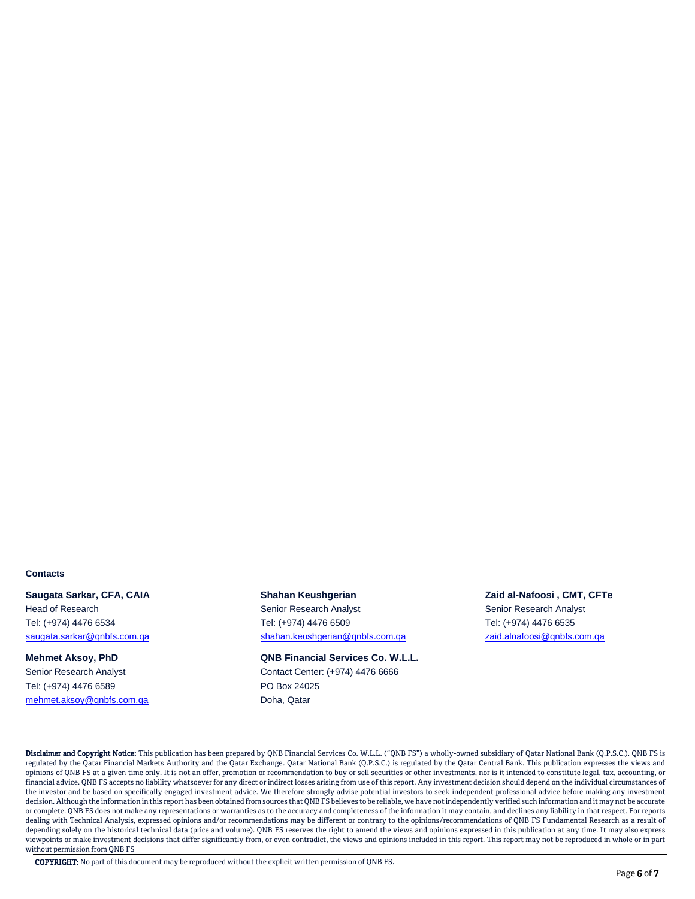**Contacts**

**Saugata Sarkar, CFA, CAIA**
Head of Research
Tel: (+974) 4476 6534
saugata.sarkar@qnbfs.com.qa

**Shahan Keushgerian**
Senior Research Analyst
Tel: (+974) 4476 6509
shahan.keushgerian@qnbfs.com.qa

**Zaid al-Nafoosi , CMT, CFTe**
Senior Research Analyst
Tel: (+974) 4476 6535
zaid.alnafoosi@qnbfs.com.qa

**Mehmet Aksoy, PhD**
Senior Research Analyst
Tel: (+974) 4476 6589
mehmet.aksoy@qnbfs.com.qa

**QNB Financial Services Co. W.L.L.**
Contact Center: (+974) 4476 6666
PO Box 24025
Doha, Qatar

**Disclaimer and Copyright Notice:** This publication has been prepared by QNB Financial Services Co. W.L.L. ("QNB FS") a wholly-owned subsidiary of Qatar National Bank (Q.P.S.C.). QNB FS is regulated by the Qatar Financial Markets Authority and the Qatar Exchange. Qatar National Bank (Q.P.S.C.) is regulated by the Qatar Central Bank. This publication expresses the views and opinions of QNB FS at a given time only. It is not an offer, promotion or recommendation to buy or sell securities or other investments, nor is it intended to constitute legal, tax, accounting, or financial advice. QNB FS accepts no liability whatsoever for any direct or indirect losses arising from use of this report. Any investment decision should depend on the individual circumstances of the investor and be based on specifically engaged investment advice. We therefore strongly advise potential investors to seek independent professional advice before making any investment decision. Although the information in this report has been obtained from sources that QNB FS believes to be reliable, we have not independently verified such information and it may not be accurate or complete. QNB FS does not make any representations or warranties as to the accuracy and completeness of the information it may contain, and declines any liability in that respect. For reports dealing with Technical Analysis, expressed opinions and/or recommendations may be different or contrary to the opinions/recommendations of QNB FS Fundamental Research as a result of depending solely on the historical technical data (price and volume). QNB FS reserves the right to amend the views and opinions expressed in this publication at any time. It may also express viewpoints or make investment decisions that differ significantly from, or even contradict, the views and opinions included in this report. This report may not be reproduced in whole or in part without permission from QNB FS

**COPYRIGHT:** No part of this document may be reproduced without the explicit written permission of QNB FS.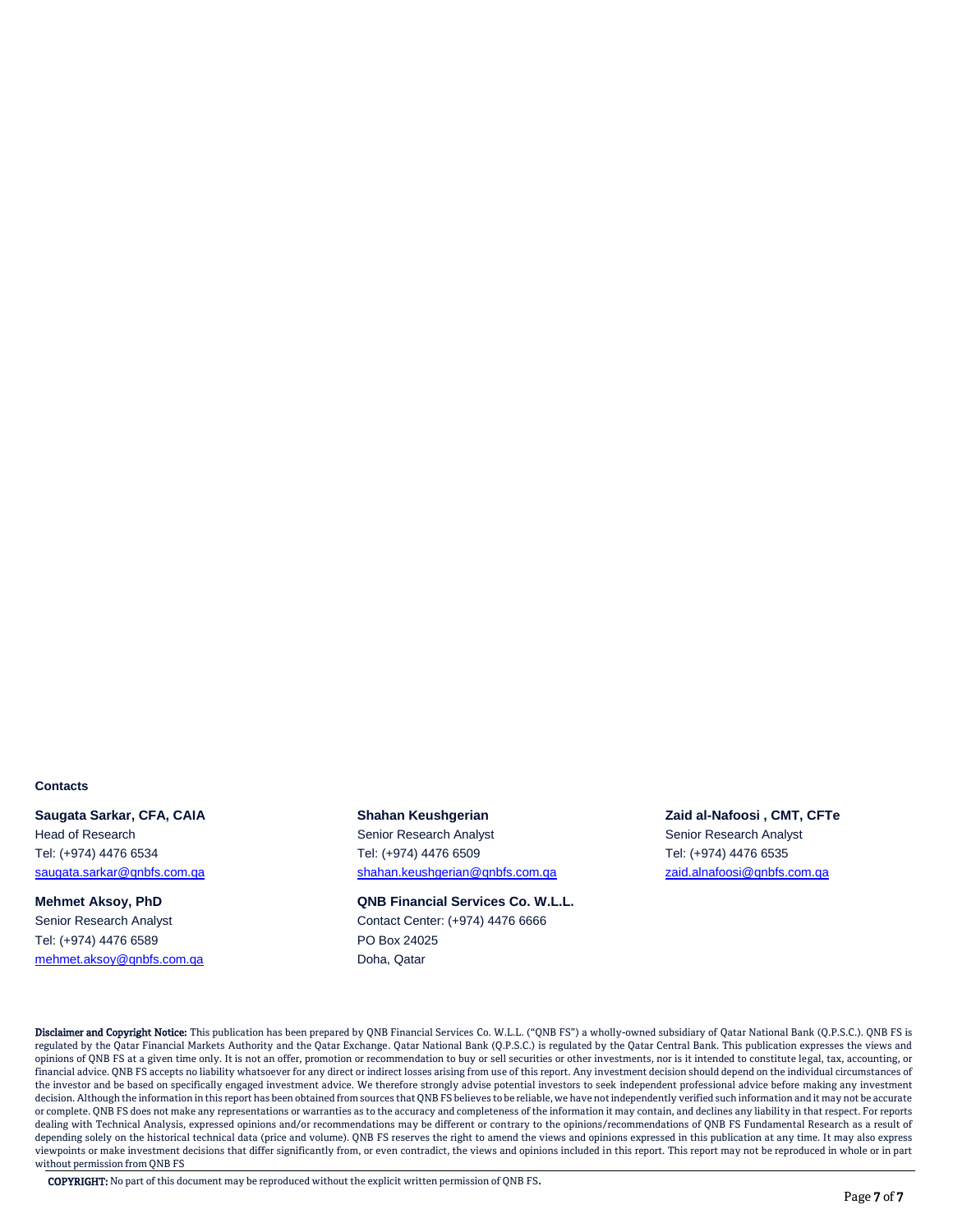**Contacts**

**Saugata Sarkar, CFA, CAIA**
Head of Research
Tel: (+974) 4476 6534
saugata.sarkar@qnbfs.com.qa

**Shahan Keushgerian**
Senior Research Analyst
Tel: (+974) 4476 6509
shahan.keushgerian@qnbfs.com.qa

**Zaid al-Nafoosi , CMT, CFTe**
Senior Research Analyst
Tel: (+974) 4476 6535
zaid.alnafoosi@qnbfs.com.qa

**Mehmet Aksoy, PhD**
Senior Research Analyst
Tel: (+974) 4476 6589
mehmet.aksoy@qnbfs.com.qa

**QNB Financial Services Co. W.L.L.**
Contact Center: (+974) 4476 6666
PO Box 24025
Doha, Qatar

**Disclaimer and Copyright Notice:** This publication has been prepared by QNB Financial Services Co. W.L.L. ("QNB FS") a wholly-owned subsidiary of Qatar National Bank (Q.P.S.C.). QNB FS is regulated by the Qatar Financial Markets Authority and the Qatar Exchange. Qatar National Bank (Q.P.S.C.) is regulated by the Qatar Central Bank. This publication expresses the views and opinions of QNB FS at a given time only. It is not an offer, promotion or recommendation to buy or sell securities or other investments, nor is it intended to constitute legal, tax, accounting, or financial advice. QNB FS accepts no liability whatsoever for any direct or indirect losses arising from use of this report. Any investment decision should depend on the individual circumstances of the investor and be based on specifically engaged investment advice. We therefore strongly advise potential investors to seek independent professional advice before making any investment decision. Although the information in this report has been obtained from sources that QNB FS believes to be reliable, we have not independently verified such information and it may not be accurate or complete. QNB FS does not make any representations or warranties as to the accuracy and completeness of the information it may contain, and declines any liability in that respect. For reports dealing with Technical Analysis, expressed opinions and/or recommendations may be different or contrary to the opinions/recommendations of QNB FS Fundamental Research as a result of depending solely on the historical technical data (price and volume). QNB FS reserves the right to amend the views and opinions expressed in this publication at any time. It may also express viewpoints or make investment decisions that differ significantly from, or even contradict, the views and opinions included in this report. This report may not be reproduced in whole or in part without permission from QNB FS

**COPYRIGHT:** No part of this document may be reproduced without the explicit written permission of QNB FS.